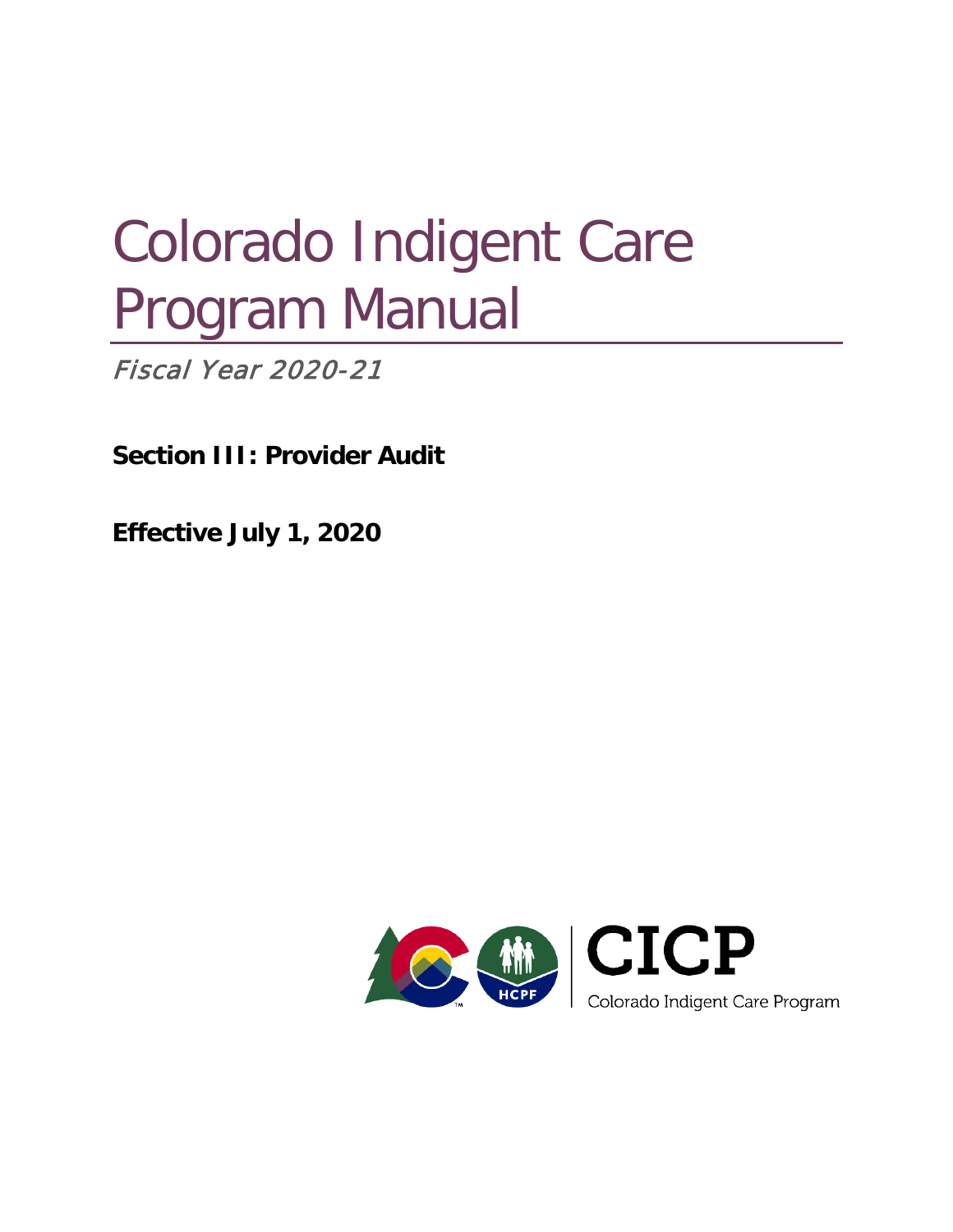# Colorado Indigent Care Program Manual

*Fiscal Year 2020-21*

**Section III: Provider Audit**

**Effective July 1, 2020**

CICP

Colorado Indigent Care Program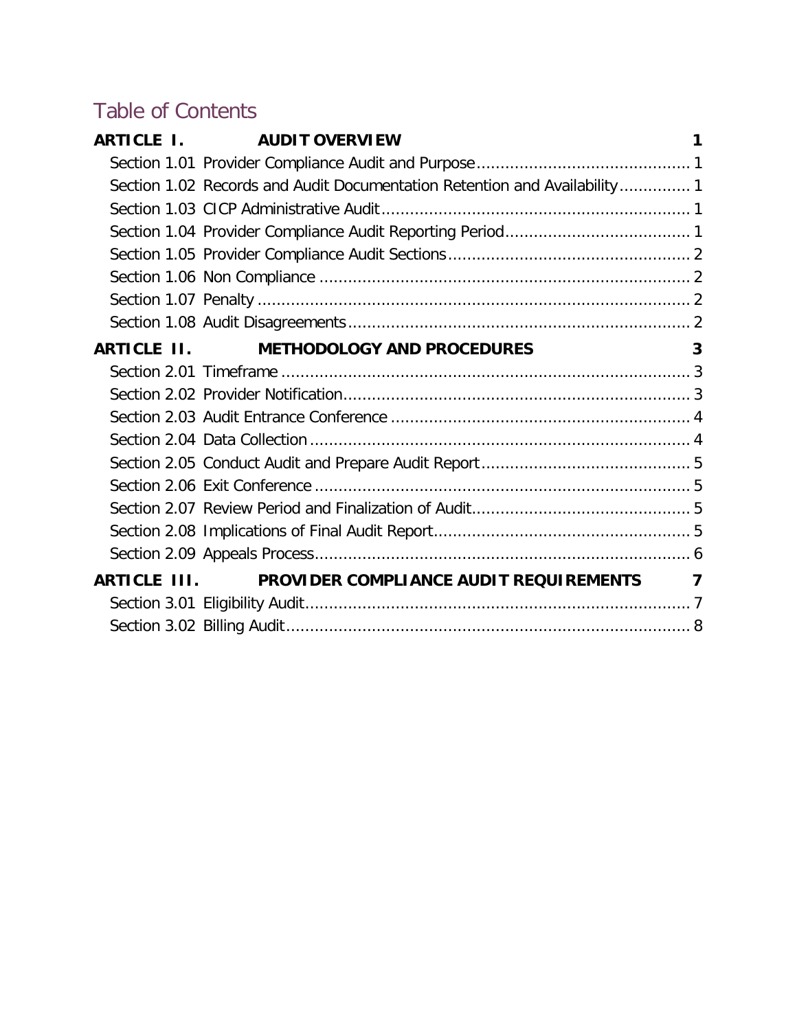# Table of Contents

**ARTICLE I. AUDIT OVERVIEW** 1

- Section 1.01 Provider Compliance Audit and Purpose 1
- Section 1.02 Records and Audit Documentation Retention and Availability 1
- Section 1.03 CICP Administrative Audit 1
- Section 1.04 Provider Compliance Audit Reporting Period 1
- Section 1.05 Provider Compliance Audit Sections 2
- Section 1.06 Non Compliance 2
- Section 1.07 Penalty 2
- Section 1.08 Audit Disagreements 2

**ARTICLE II. METHODOLOGY AND PROCEDURES** 3

- Section 2.01 Timeframe 3
- Section 2.02 Provider Notification 3
- Section 2.03 Audit Entrance Conference 4
- Section 2.04 Data Collection 4
- Section 2.05 Conduct Audit and Prepare Audit Report 5
- Section 2.06 Exit Conference 5
- Section 2.07 Review Period and Finalization of Audit 5
- Section 2.08 Implications of Final Audit Report 5
- Section 2.09 Appeals Process 6

**ARTICLE III. PROVIDER COMPLIANCE AUDIT REQUIREMENTS** 7

- Section 3.01 Eligibility Audit 7
- Section 3.02 Billing Audit 8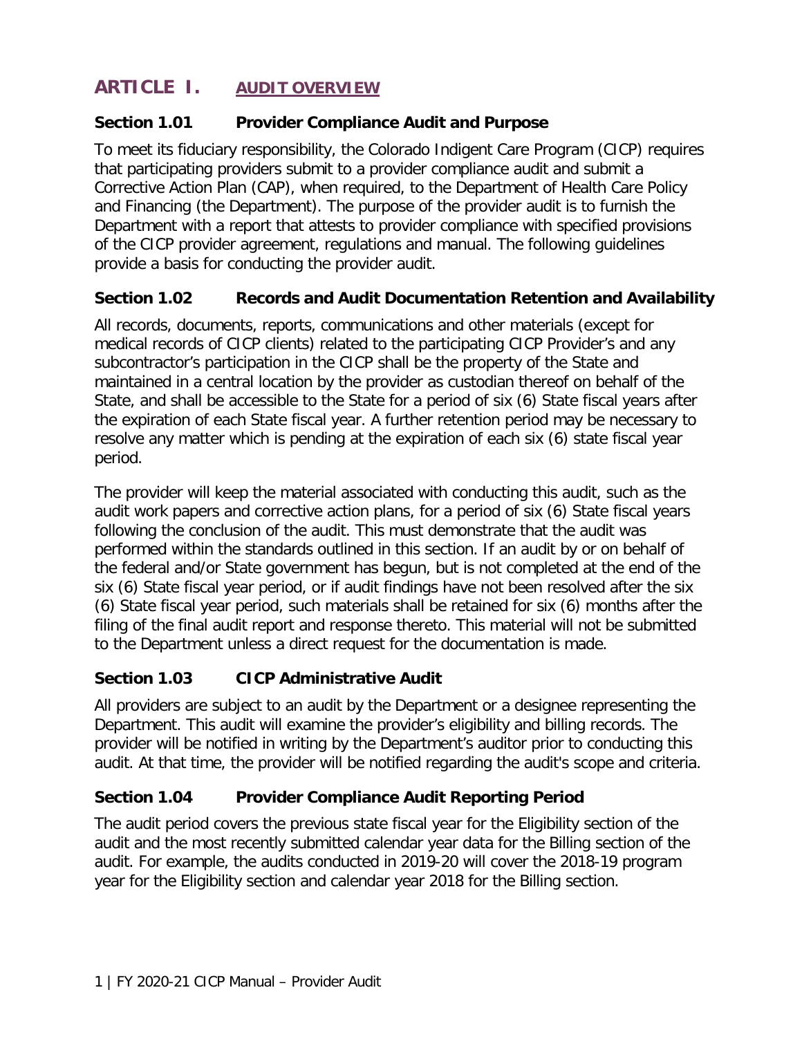# ARTICLE I. AUDIT OVERVIEW

## Section 1.01 Provider Compliance Audit and Purpose

To meet its fiduciary responsibility, the Colorado Indigent Care Program (CICP) requires that participating providers submit to a provider compliance audit and submit a Corrective Action Plan (CAP), when required, to the Department of Health Care Policy and Financing (the Department). The purpose of the provider audit is to furnish the Department with a report that attests to provider compliance with specified provisions of the CICP provider agreement, regulations and manual. The following guidelines provide a basis for conducting the provider audit.

## Section 1.02 Records and Audit Documentation Retention and Availability

All records, documents, reports, communications and other materials (except for medical records of CICP clients) related to the participating CICP Provider's and any subcontractor's participation in the CICP shall be the property of the State and maintained in a central location by the provider as custodian thereof on behalf of the State, and shall be accessible to the State for a period of six (6) State fiscal years after the expiration of each State fiscal year. A further retention period may be necessary to resolve any matter which is pending at the expiration of each six (6) state fiscal year period.

The provider will keep the material associated with conducting this audit, such as the audit work papers and corrective action plans, for a period of six (6) State fiscal years following the conclusion of the audit. This must demonstrate that the audit was performed within the standards outlined in this section. If an audit by or on behalf of the federal and/or State government has begun, but is not completed at the end of the six (6) State fiscal year period, or if audit findings have not been resolved after the six (6) State fiscal year period, such materials shall be retained for six (6) months after the filing of the final audit report and response thereto. This material will not be submitted to the Department unless a direct request for the documentation is made.

## Section 1.03 CICP Administrative Audit

All providers are subject to an audit by the Department or a designee representing the Department. This audit will examine the provider's eligibility and billing records. The provider will be notified in writing by the Department's auditor prior to conducting this audit. At that time, the provider will be notified regarding the audit's scope and criteria.

## Section 1.04 Provider Compliance Audit Reporting Period

The audit period covers the previous state fiscal year for the Eligibility section of the audit and the most recently submitted calendar year data for the Billing section of the audit. For example, the audits conducted in 2019-20 will cover the 2018-19 program year for the Eligibility section and calendar year 2018 for the Billing section.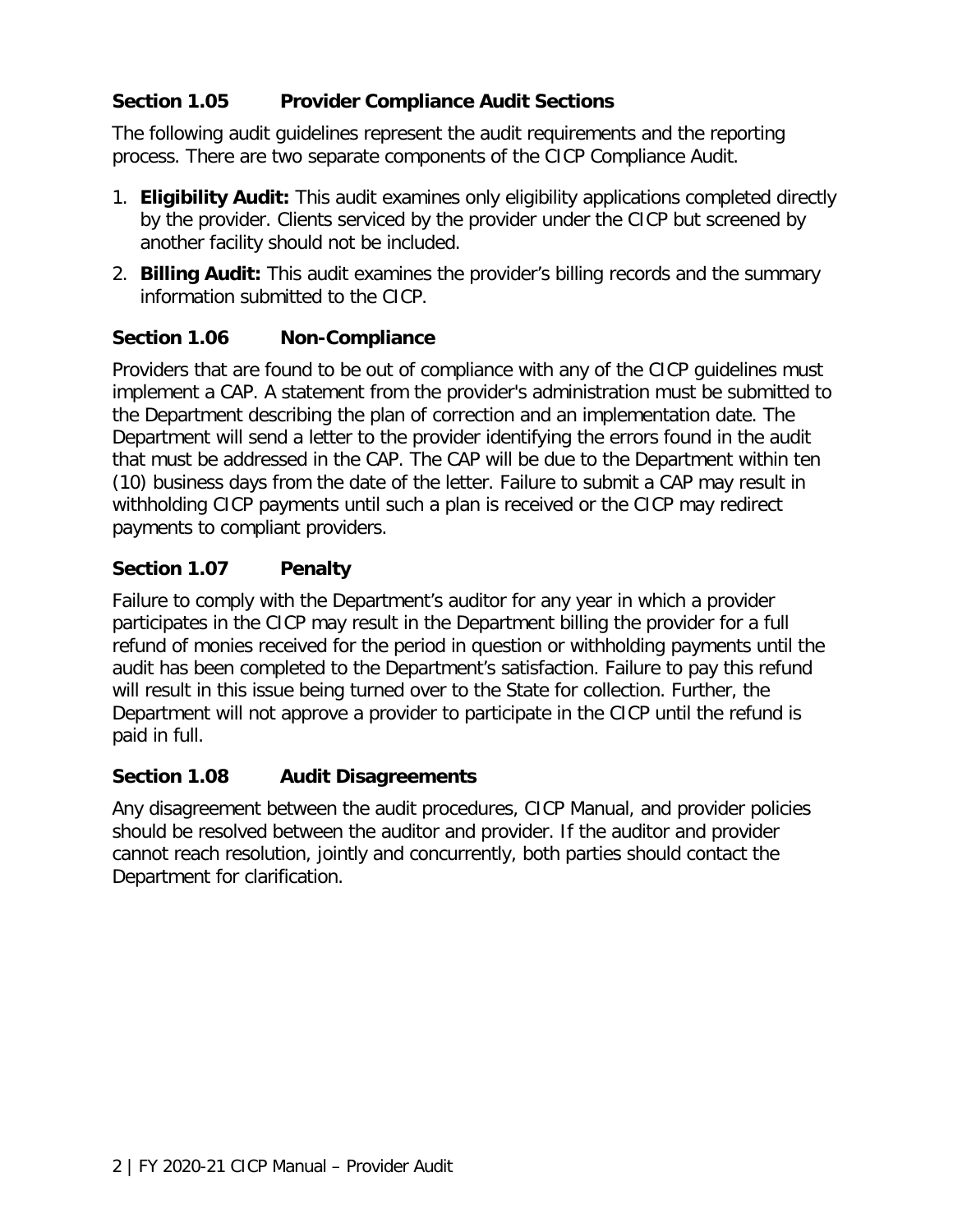### Section 1.05 Provider Compliance Audit Sections

The following audit guidelines represent the audit requirements and the reporting process. There are two separate components of the CICP Compliance Audit.

1. **Eligibility Audit:** This audit examines only eligibility applications completed directly by the provider. Clients serviced by the provider under the CICP but screened by another facility should not be included.
2. **Billing Audit:** This audit examines the provider's billing records and the summary information submitted to the CICP.

### Section 1.06 Non-Compliance

Providers that are found to be out of compliance with any of the CICP guidelines must implement a CAP. A statement from the provider's administration must be submitted to the Department describing the plan of correction and an implementation date. The Department will send a letter to the provider identifying the errors found in the audit that must be addressed in the CAP. The CAP will be due to the Department within ten (10) business days from the date of the letter. Failure to submit a CAP may result in withholding CICP payments until such a plan is received or the CICP may redirect payments to compliant providers.

### Section 1.07 Penalty

Failure to comply with the Department's auditor for any year in which a provider participates in the CICP may result in the Department billing the provider for a full refund of monies received for the period in question or withholding payments until the audit has been completed to the Department's satisfaction. Failure to pay this refund will result in this issue being turned over to the State for collection. Further, the Department will not approve a provider to participate in the CICP until the refund is paid in full.

### Section 1.08 Audit Disagreements

Any disagreement between the audit procedures, CICP Manual, and provider policies should be resolved between the auditor and provider. If the auditor and provider cannot reach resolution, jointly and concurrently, both parties should contact the Department for clarification.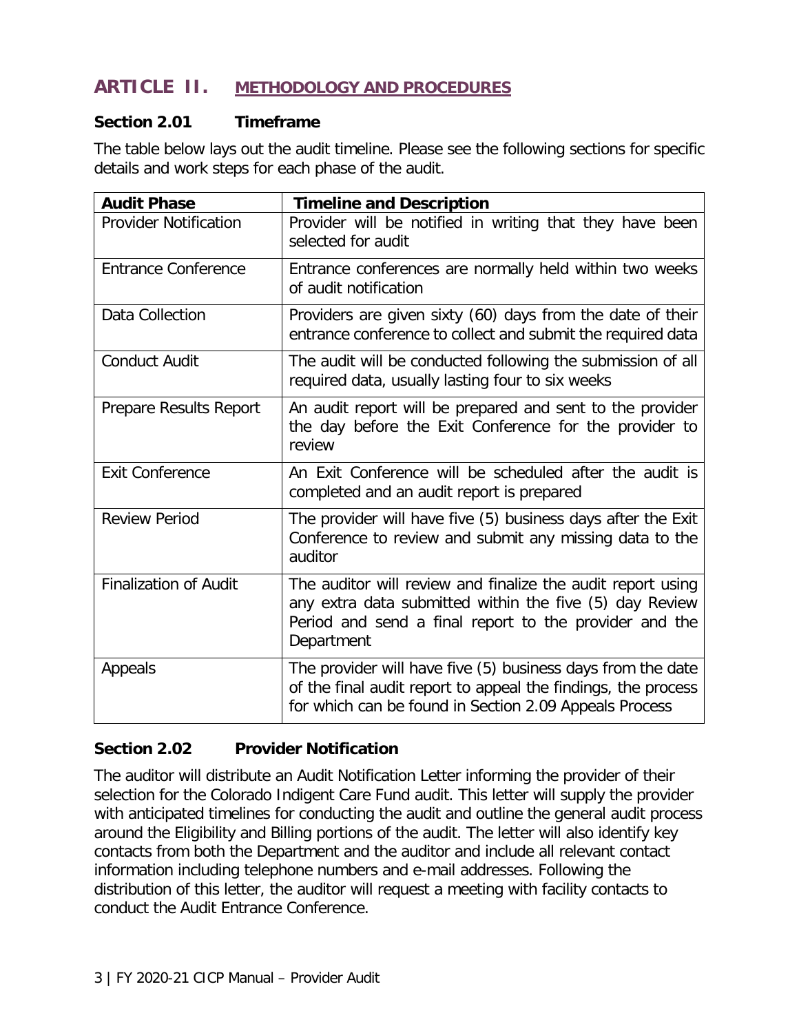# ARTICLE II. METHODOLOGY AND PROCEDURES

## Section 2.01 Timeframe

The table below lays out the audit timeline. Please see the following sections for specific details and work steps for each phase of the audit.

| Audit Phase | Timeline and Description |
|---|---|
| Provider Notification | Provider will be notified in writing that they have been selected for audit |
| Entrance Conference | Entrance conferences are normally held within two weeks of audit notification |
| Data Collection | Providers are given sixty (60) days from the date of their entrance conference to collect and submit the required data |
| Conduct Audit | The audit will be conducted following the submission of all required data, usually lasting four to six weeks |
| Prepare Results Report | An audit report will be prepared and sent to the provider the day before the Exit Conference for the provider to review |
| Exit Conference | An Exit Conference will be scheduled after the audit is completed and an audit report is prepared |
| Review Period | The provider will have five (5) business days after the Exit Conference to review and submit any missing data to the auditor |
| Finalization of Audit | The auditor will review and finalize the audit report using any extra data submitted within the five (5) day Review Period and send a final report to the provider and the Department |
| Appeals | The provider will have five (5) business days from the date of the final audit report to appeal the findings, the process for which can be found in Section 2.09 Appeals Process |

## Section 2.02 Provider Notification

The auditor will distribute an Audit Notification Letter informing the provider of their selection for the Colorado Indigent Care Fund audit. This letter will supply the provider with anticipated timelines for conducting the audit and outline the general audit process around the Eligibility and Billing portions of the audit. The letter will also identify key contacts from both the Department and the auditor and include all relevant contact information including telephone numbers and e-mail addresses. Following the distribution of this letter, the auditor will request a meeting with facility contacts to conduct the Audit Entrance Conference.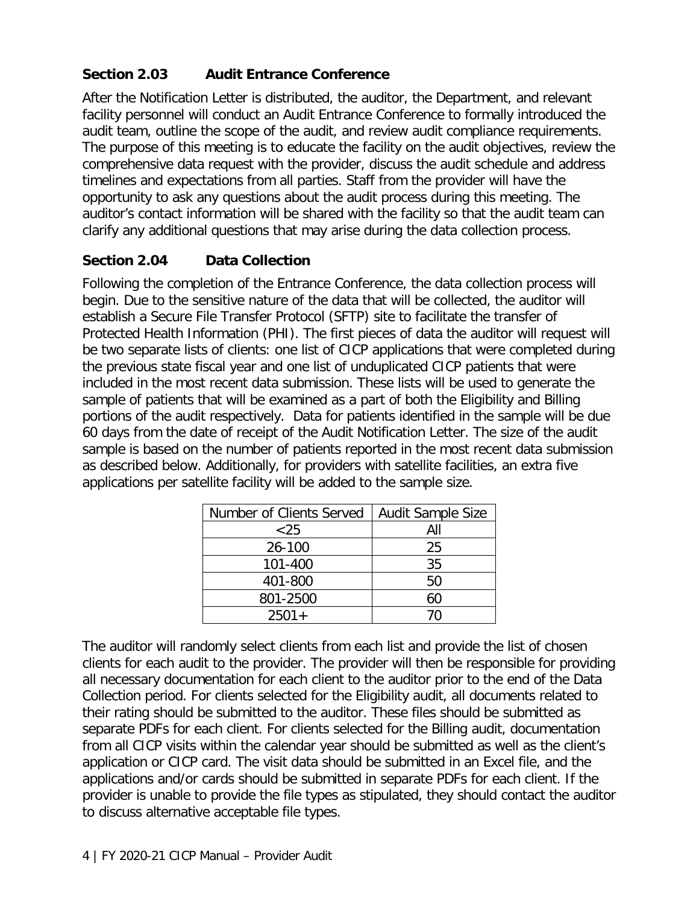### Section 2.03 Audit Entrance Conference

After the Notification Letter is distributed, the auditor, the Department, and relevant facility personnel will conduct an Audit Entrance Conference to formally introduced the audit team, outline the scope of the audit, and review audit compliance requirements. The purpose of this meeting is to educate the facility on the audit objectives, review the comprehensive data request with the provider, discuss the audit schedule and address timelines and expectations from all parties. Staff from the provider will have the opportunity to ask any questions about the audit process during this meeting. The auditor's contact information will be shared with the facility so that the audit team can clarify any additional questions that may arise during the data collection process.

### Section 2.04 Data Collection

Following the completion of the Entrance Conference, the data collection process will begin. Due to the sensitive nature of the data that will be collected, the auditor will establish a Secure File Transfer Protocol (SFTP) site to facilitate the transfer of Protected Health Information (PHI). The first pieces of data the auditor will request will be two separate lists of clients: one list of CICP applications that were completed during the previous state fiscal year and one list of unduplicated CICP patients that were included in the most recent data submission. These lists will be used to generate the sample of patients that will be examined as a part of both the Eligibility and Billing portions of the audit respectively. Data for patients identified in the sample will be due 60 days from the date of receipt of the Audit Notification Letter. The size of the audit sample is based on the number of patients reported in the most recent data submission as described below. Additionally, for providers with satellite facilities, an extra five applications per satellite facility will be added to the sample size.

| Number of Clients Served | Audit Sample Size |
|---|---|
| <25 | All |
| 26-100 | 25 |
| 101-400 | 35 |
| 401-800 | 50 |
| 801-2500 | 60 |
| 2501+ | 70 |

The auditor will randomly select clients from each list and provide the list of chosen clients for each audit to the provider. The provider will then be responsible for providing all necessary documentation for each client to the auditor prior to the end of the Data Collection period. For clients selected for the Eligibility audit, all documents related to their rating should be submitted to the auditor. These files should be submitted as separate PDFs for each client. For clients selected for the Billing audit, documentation from all CICP visits within the calendar year should be submitted as well as the client's application or CICP card. The visit data should be submitted in an Excel file, and the applications and/or cards should be submitted in separate PDFs for each client. If the provider is unable to provide the file types as stipulated, they should contact the auditor to discuss alternative acceptable file types.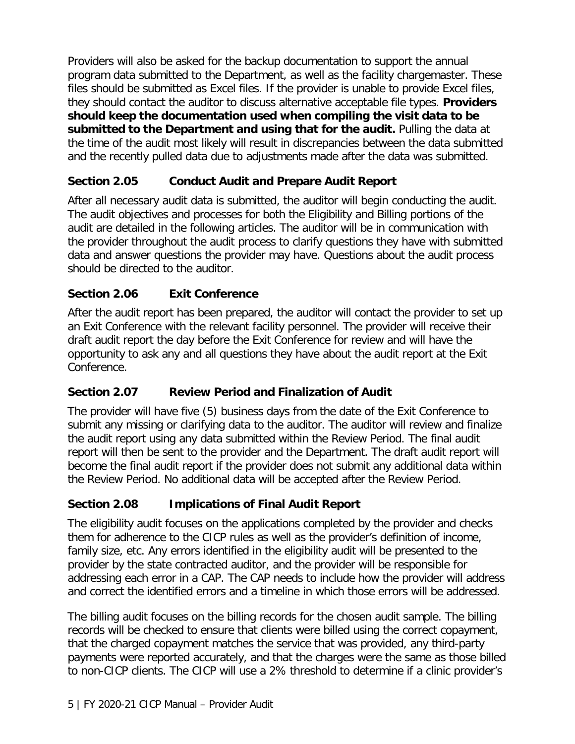Providers will also be asked for the backup documentation to support the annual program data submitted to the Department, as well as the facility chargemaster. These files should be submitted as Excel files. If the provider is unable to provide Excel files, they should contact the auditor to discuss alternative acceptable file types. **Providers should keep the documentation used when compiling the visit data to be submitted to the Department and using that for the audit.** Pulling the data at the time of the audit most likely will result in discrepancies between the data submitted and the recently pulled data due to adjustments made after the data was submitted.

### Section 2.05 Conduct Audit and Prepare Audit Report

After all necessary audit data is submitted, the auditor will begin conducting the audit. The audit objectives and processes for both the Eligibility and Billing portions of the audit are detailed in the following articles. The auditor will be in communication with the provider throughout the audit process to clarify questions they have with submitted data and answer questions the provider may have. Questions about the audit process should be directed to the auditor.

### Section 2.06 Exit Conference

After the audit report has been prepared, the auditor will contact the provider to set up an Exit Conference with the relevant facility personnel. The provider will receive their draft audit report the day before the Exit Conference for review and will have the opportunity to ask any and all questions they have about the audit report at the Exit Conference.

### Section 2.07 Review Period and Finalization of Audit

The provider will have five (5) business days from the date of the Exit Conference to submit any missing or clarifying data to the auditor. The auditor will review and finalize the audit report using any data submitted within the Review Period. The final audit report will then be sent to the provider and the Department. The draft audit report will become the final audit report if the provider does not submit any additional data within the Review Period. No additional data will be accepted after the Review Period.

### Section 2.08 Implications of Final Audit Report

The eligibility audit focuses on the applications completed by the provider and checks them for adherence to the CICP rules as well as the provider's definition of income, family size, etc. Any errors identified in the eligibility audit will be presented to the provider by the state contracted auditor, and the provider will be responsible for addressing each error in a CAP. The CAP needs to include how the provider will address and correct the identified errors and a timeline in which those errors will be addressed.

The billing audit focuses on the billing records for the chosen audit sample. The billing records will be checked to ensure that clients were billed using the correct copayment, that the charged copayment matches the service that was provided, any third-party payments were reported accurately, and that the charges were the same as those billed to non-CICP clients. The CICP will use a 2% threshold to determine if a clinic provider's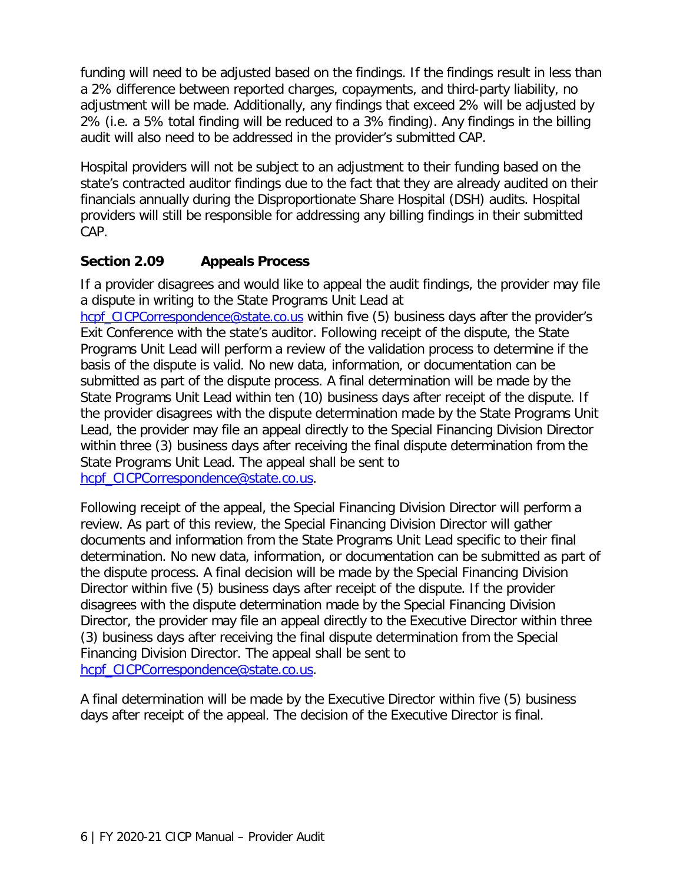funding will need to be adjusted based on the findings. If the findings result in less than a 2% difference between reported charges, copayments, and third-party liability, no adjustment will be made. Additionally, any findings that exceed 2% will be adjusted by 2% (i.e. a 5% total finding will be reduced to a 3% finding). Any findings in the billing audit will also need to be addressed in the provider's submitted CAP.

Hospital providers will not be subject to an adjustment to their funding based on the state's contracted auditor findings due to the fact that they are already audited on their financials annually during the Disproportionate Share Hospital (DSH) audits. Hospital providers will still be responsible for addressing any billing findings in their submitted CAP.

### Section 2.09 Appeals Process

If a provider disagrees and would like to appeal the audit findings, the provider may file a dispute in writing to the State Programs Unit Lead at hcpf_CICPCorrespondence@state.co.us within five (5) business days after the provider's Exit Conference with the state's auditor. Following receipt of the dispute, the State Programs Unit Lead will perform a review of the validation process to determine if the basis of the dispute is valid. No new data, information, or documentation can be submitted as part of the dispute process. A final determination will be made by the State Programs Unit Lead within ten (10) business days after receipt of the dispute. If the provider disagrees with the dispute determination made by the State Programs Unit Lead, the provider may file an appeal directly to the Special Financing Division Director within three (3) business days after receiving the final dispute determination from the State Programs Unit Lead. The appeal shall be sent to hcpf_CICPCorrespondence@state.co.us.

Following receipt of the appeal, the Special Financing Division Director will perform a review. As part of this review, the Special Financing Division Director will gather documents and information from the State Programs Unit Lead specific to their final determination. No new data, information, or documentation can be submitted as part of the dispute process. A final decision will be made by the Special Financing Division Director within five (5) business days after receipt of the dispute. If the provider disagrees with the dispute determination made by the Special Financing Division Director, the provider may file an appeal directly to the Executive Director within three (3) business days after receiving the final dispute determination from the Special Financing Division Director. The appeal shall be sent to hcpf_CICPCorrespondence@state.co.us.

A final determination will be made by the Executive Director within five (5) business days after receipt of the appeal. The decision of the Executive Director is final.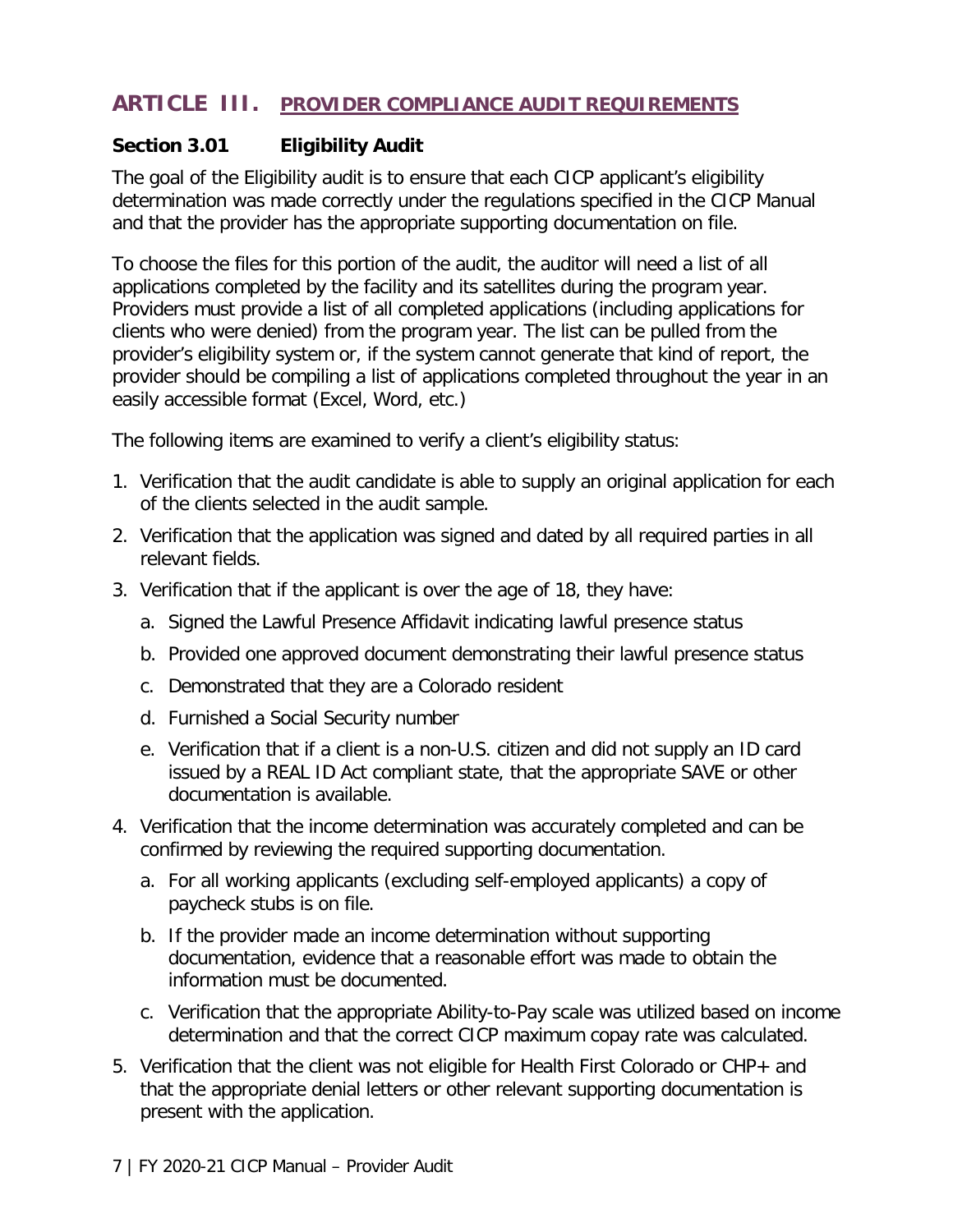## ARTICLE III. PROVIDER COMPLIANCE AUDIT REQUIREMENTS

### Section 3.01 Eligibility Audit

The goal of the Eligibility audit is to ensure that each CICP applicant's eligibility determination was made correctly under the regulations specified in the CICP Manual and that the provider has the appropriate supporting documentation on file.

To choose the files for this portion of the audit, the auditor will need a list of all applications completed by the facility and its satellites during the program year. Providers must provide a list of all completed applications (including applications for clients who were denied) from the program year. The list can be pulled from the provider's eligibility system or, if the system cannot generate that kind of report, the provider should be compiling a list of applications completed throughout the year in an easily accessible format (Excel, Word, etc.)

The following items are examined to verify a client's eligibility status:

1. Verification that the audit candidate is able to supply an original application for each of the clients selected in the audit sample.
2. Verification that the application was signed and dated by all required parties in all relevant fields.
3. Verification that if the applicant is over the age of 18, they have:
   a. Signed the Lawful Presence Affidavit indicating lawful presence status
   b. Provided one approved document demonstrating their lawful presence status
   c. Demonstrated that they are a Colorado resident
   d. Furnished a Social Security number
   e. Verification that if a client is a non-U.S. citizen and did not supply an ID card issued by a REAL ID Act compliant state, that the appropriate SAVE or other documentation is available.
4. Verification that the income determination was accurately completed and can be confirmed by reviewing the required supporting documentation.
   a. For all working applicants (excluding self-employed applicants) a copy of paycheck stubs is on file.
   b. If the provider made an income determination without supporting documentation, evidence that a reasonable effort was made to obtain the information must be documented.
   c. Verification that the appropriate Ability-to-Pay scale was utilized based on income determination and that the correct CICP maximum copay rate was calculated.
5. Verification that the client was not eligible for Health First Colorado or CHP+ and that the appropriate denial letters or other relevant supporting documentation is present with the application.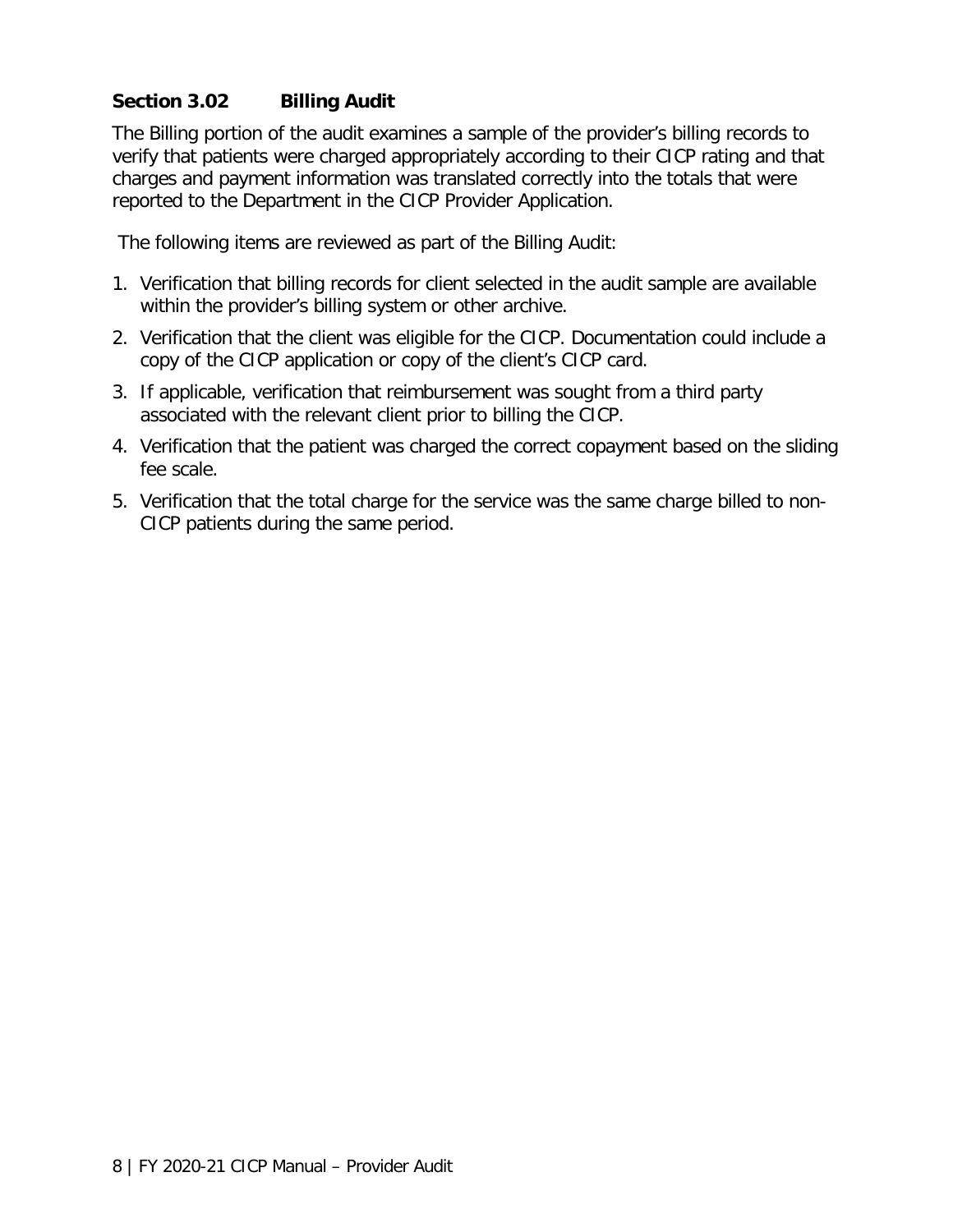### Section 3.02 Billing Audit

The Billing portion of the audit examines a sample of the provider's billing records to verify that patients were charged appropriately according to their CICP rating and that charges and payment information was translated correctly into the totals that were reported to the Department in the CICP Provider Application.

The following items are reviewed as part of the Billing Audit:

1. Verification that billing records for client selected in the audit sample are available within the provider's billing system or other archive.
2. Verification that the client was eligible for the CICP. Documentation could include a copy of the CICP application or copy of the client's CICP card.
3. If applicable, verification that reimbursement was sought from a third party associated with the relevant client prior to billing the CICP.
4. Verification that the patient was charged the correct copayment based on the sliding fee scale.
5. Verification that the total charge for the service was the same charge billed to non-CICP patients during the same period.